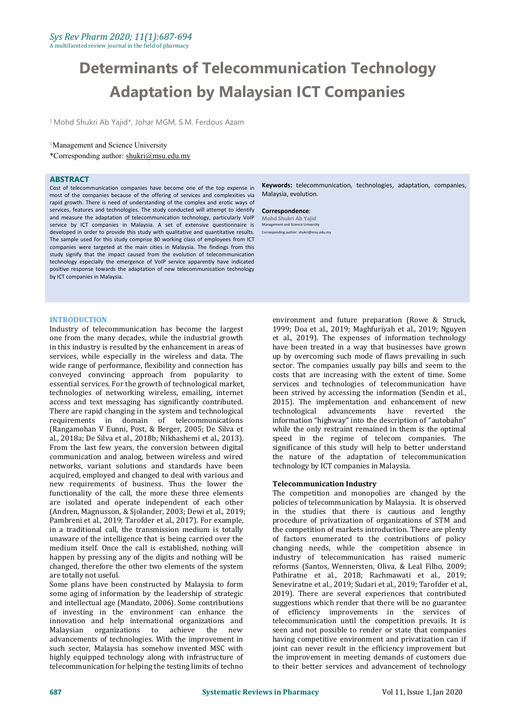# Determinants of Telecommunication Technology Adaptation by Malaysian ICT Companies

[1] Mohd Shukri Ab Yajid*, Johar MGM, S.M. Ferdous Azam

[1]Management and Science University

*Corresponding author: shukri@msu.edu.my

## ABSTRACT

Cost of telecommunication companies have become one of the top expense in most of the companies because of the offering of services and complexities via rapid growth. There is need of understanding of the complex and erotic ways of services, features and technologies. The study conducted will attempt to identify and measure the adaptation of telecommunication technology, particularly VoIP service by ICT companies in Malaysia. A set of extensive questionnaire is developed in order to provide this study with qualitative and quantitative results. The sample used for this study comprise 80 working class of employees from ICT companies were targeted at the main cities in Malaysia. The findings from this study signify that the impact caused from the evolution of telecommunication technology especially the emergence of VoIP service apparently have indicated positive response towards the adaptation of new telecommunication technology by ICT companies in Malaysia.

**Keywords:** telecommunication, technologies, adaptation, companies, Malaysia, evolution.

**Correspondence**:
**Mohd Shukri Ab Yajid**
Management and Science University
Corresponding author: shukri@msu.edu.my

## INTRODUCTION

Industry of telecommunication has become the largest one from the many decades, while the industrial growth in this industry is resulted by the enhancement in areas of services, while especially in the wireless and data. The wide range of performance, flexibility and connection has conveyed convincing approach from popularity to essential services. For the growth of technological market, technologies of networking wireless, emailing, internet access and text messaging has significantly contributed. There are rapid changing in the system and technological requirements in domain of telecommunications (Rangamohan V Eunni, Post, & Berger, 2005; De Silva et al., 2018a; De Silva et al., 2018b; Nikhashemi et al., 2013). From the last few years, the conversion between digital communication and analog, between wireless and wired networks, variant solutions and standards have been acquired, employed and changed to deal with various and new requirements of business. Thus the lower the functionality of the call, the more these three elements are isolated and operate independent of each other (Andren, Magnusson, & Sjolander, 2003; Dewi et al., 2019; Pambreni et al., 2019; Tarofder et al., 2017). For example, in a traditional call, the transmission medium is totally unaware of the intelligence that is being carried over the medium itself. Once the call is established, nothing will happen by pressing any of the digits and nothing will be changed, therefore the other two elements of the system are totally not useful.

Some plans have been constructed by Malaysia to form some aging of information by the leadership of strategic and intellectual age (Mandato, 2006). Some contributions of investing in the environment can enhance the innovation and help international organizations and Malaysian organizations to achieve the new advancements of technologies. With the improvement in such sector, Malaysia has somehow invented MSC with highly equipped technology along with infrastructure of telecommunication for helping the testing limits of techno environment and future preparation (Rowe & Struck, 1999; Doa et al., 2019; Maghfuriyah et al., 2019; Nguyen et al., 2019). The expenses of information technology have been treated in a way that businesses have grown up by overcoming such mode of flaws prevailing in such sector. The companies usually pay bills and seem to the costs that are increasing with the extent of time. Some services and technologies of telecommunication have been strived by accessing the information (Sendin et al., 2015). The implementation and enhancement of new technological advancements have reverted the information "highway" into the description of "autobahn" while the only restraint remained in them is the optimal speed in the regime of telecom companies. The significance of this study will help to better understand the nature of the adaptation of telecommunication technology by ICT companies in Malaysia.

### Telecommunication Industry

The competition and monopolies are changed by the policies of telecommunication by Malaysia. It is observed in the studies that there is cautious and lengthy procedure of privatization of organizations of STM and the competition of markets introduction. There are plenty of factors enumerated to the contributions of policy changing needs, while the competition absence in industry of telecommunication has raised numeric reforms (Santos, Wennersten, Oliva, & Leal Filho, 2009; Pathiratne et al., 2018; Rachmawati et al., 2019; Seneviratne et al., 2019; Sudari et al., 2019; Tarofder et al., 2019). There are several experiences that contributed suggestions which render that there will be no guarantee of efficiency improvements in the services of telecommunication until the competition prevails. It is seen and not possible to render or state that companies having competitive environment and privatization can if joint can never result in the efficiency improvement but the improvement in meeting demands of customers due to their better services and advancement of technology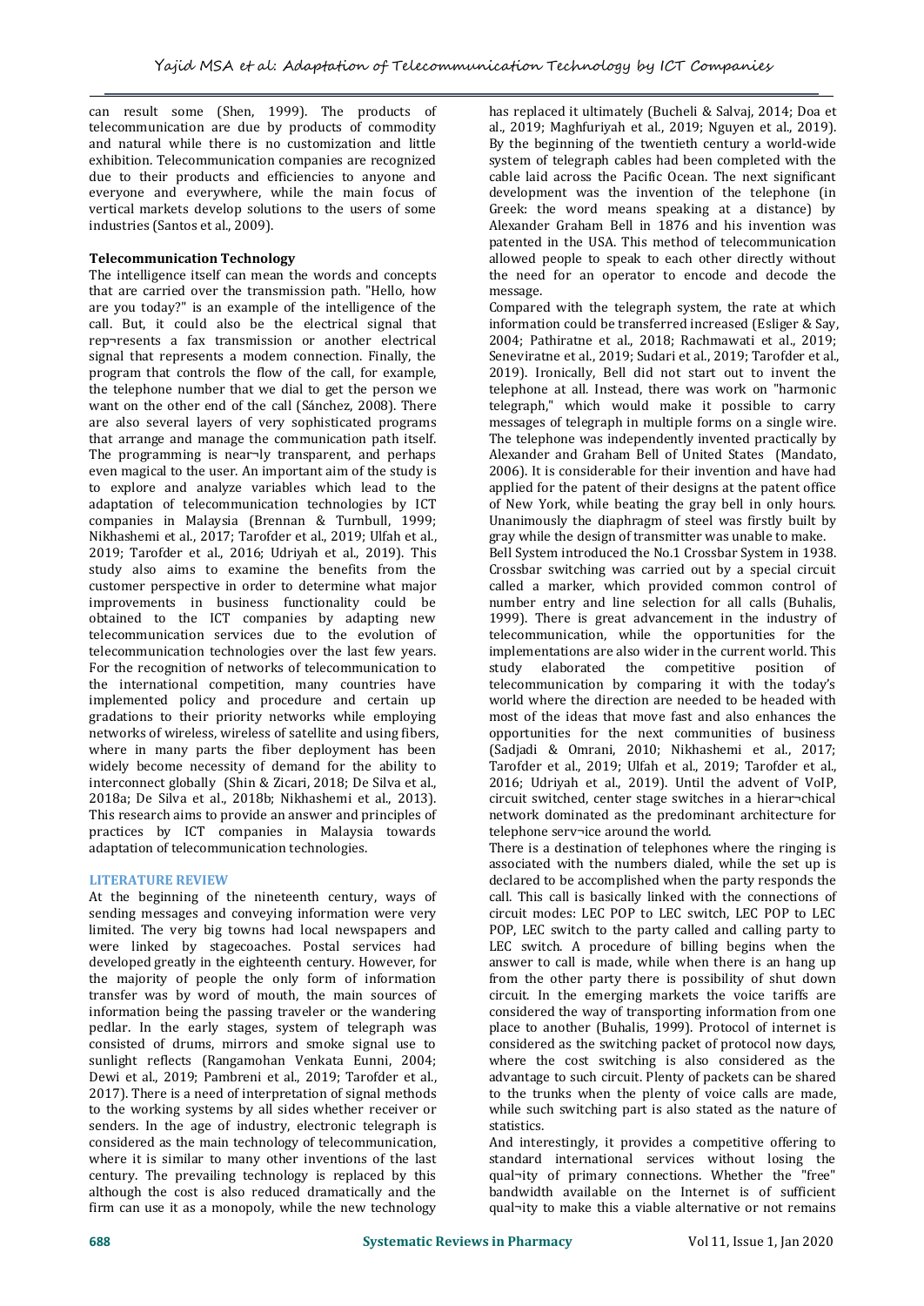can result some (Shen, 1999). The products of telecommunication are due by products of commodity and natural while there is no customization and little exhibition. Telecommunication companies are recognized due to their products and efficiencies to anyone and everyone and everywhere, while the main focus of vertical markets develop solutions to the users of some industries (Santos et al., 2009).

**Telecommunication Technology**

The intelligence itself can mean the words and concepts that are carried over the transmission path. "Hello, how are you today?" is an example of the intelligence of the call. But, it could also be the electrical signal that rep¬resents a fax transmission or another electrical signal that represents a modem connection. Finally, the program that controls the flow of the call, for example, the telephone number that we dial to get the person we want on the other end of the call (Sánchez, 2008). There are also several layers of very sophisticated programs that arrange and manage the communication path itself. The programming is near¬ly transparent, and perhaps even magical to the user. An important aim of the study is to explore and analyze variables which lead to the adaptation of telecommunication technologies by ICT companies in Malaysia (Brennan & Turnbull, 1999; Nikhashemi et al., 2017; Tarofder et al., 2019; Ulfah et al., 2019; Tarofder et al., 2016; Udriyah et al., 2019). This study also aims to examine the benefits from the customer perspective in order to determine what major improvements in business functionality could be obtained to the ICT companies by adapting new telecommunication services due to the evolution of telecommunication technologies over the last few years. For the recognition of networks of telecommunication to the international competition, many countries have implemented policy and procedure and certain up gradations to their priority networks while employing networks of wireless, wireless of satellite and using fibers, where in many parts the fiber deployment has been widely become necessity of demand for the ability to interconnect globally (Shin & Zicari, 2018; De Silva et al., 2018a; De Silva et al., 2018b; Nikhashemi et al., 2013). This research aims to provide an answer and principles of practices by ICT companies in Malaysia towards adaptation of telecommunication technologies.

## LITERATURE REVIEW

At the beginning of the nineteenth century, ways of sending messages and conveying information were very limited. The very big towns had local newspapers and were linked by stagecoaches. Postal services had developed greatly in the eighteenth century. However, for the majority of people the only form of information transfer was by word of mouth, the main sources of information being the passing traveler or the wandering pedlar. In the early stages, system of telegraph was consisted of drums, mirrors and smoke signal use to sunlight reflects (Rangamohan Venkata Eunni, 2004; Dewi et al., 2019; Pambreni et al., 2019; Tarofder et al., 2017). There is a need of interpretation of signal methods to the working systems by all sides whether receiver or senders. In the age of industry, electronic telegraph is considered as the main technology of telecommunication, where it is similar to many other inventions of the last century. The prevailing technology is replaced by this although the cost is also reduced dramatically and the firm can use it as a monopoly, while the new technology has replaced it ultimately (Bucheli & Salvaj, 2014; Doa et al., 2019; Maghfuriyah et al., 2019; Nguyen et al., 2019). By the beginning of the twentieth century a world-wide system of telegraph cables had been completed with the cable laid across the Pacific Ocean. The next significant development was the invention of the telephone (in Greek: the word means speaking at a distance) by Alexander Graham Bell in 1876 and his invention was patented in the USA. This method of telecommunication allowed people to speak to each other directly without the need for an operator to encode and decode the message.

Compared with the telegraph system, the rate at which information could be transferred increased (Esliger & Say, 2004; Pathiratne et al., 2018; Rachmawati et al., 2019; Seneviratne et al., 2019; Sudari et al., 2019; Tarofder et al., 2019). Ironically, Bell did not start out to invent the telephone at all. Instead, there was work on "harmonic telegraph," which would make it possible to carry messages of telegraph in multiple forms on a single wire. The telephone was independently invented practically by Alexander and Graham Bell of United States (Mandato, 2006). It is considerable for their invention and have had applied for the patent of their designs at the patent office of New York, while beating the gray bell in only hours. Unanimously the diaphragm of steel was firstly built by gray while the design of transmitter was unable to make.

Bell System introduced the No.1 Crossbar System in 1938. Crossbar switching was carried out by a special circuit called a marker, which provided common control of number entry and line selection for all calls (Buhalis, 1999). There is great advancement in the industry of telecommunication, while the opportunities for the implementations are also wider in the current world. This study elaborated the competitive position of telecommunication by comparing it with the today's world where the direction are needed to be headed with most of the ideas that move fast and also enhances the opportunities for the next communities of business (Sadjadi & Omrani, 2010; Nikhashemi et al., 2017; Tarofder et al., 2019; Ulfah et al., 2019; Tarofder et al., 2016; Udriyah et al., 2019). Until the advent of VoIP, circuit switched, center stage switches in a hierar¬chical network dominated as the predominant architecture for telephone serv¬ice around the world.

There is a destination of telephones where the ringing is associated with the numbers dialed, while the set up is declared to be accomplished when the party responds the call. This call is basically linked with the connections of circuit modes: LEC POP to LEC switch, LEC POP to LEC POP, LEC switch to the party called and calling party to LEC switch. A procedure of billing begins when the answer to call is made, while when there is an hang up from the other party there is possibility of shut down circuit. In the emerging markets the voice tariffs are considered the way of transporting information from one place to another (Buhalis, 1999). Protocol of internet is considered as the switching packet of protocol now days, where the cost switching is also considered as the advantage to such circuit. Plenty of packets can be shared to the trunks when the plenty of voice calls are made, while such switching part is also stated as the nature of statistics.

And interestingly, it provides a competitive offering to standard international services without losing the qual¬ity of primary connections. Whether the "free" bandwidth available on the Internet is of sufficient qual¬ity to make this a viable alternative or not remains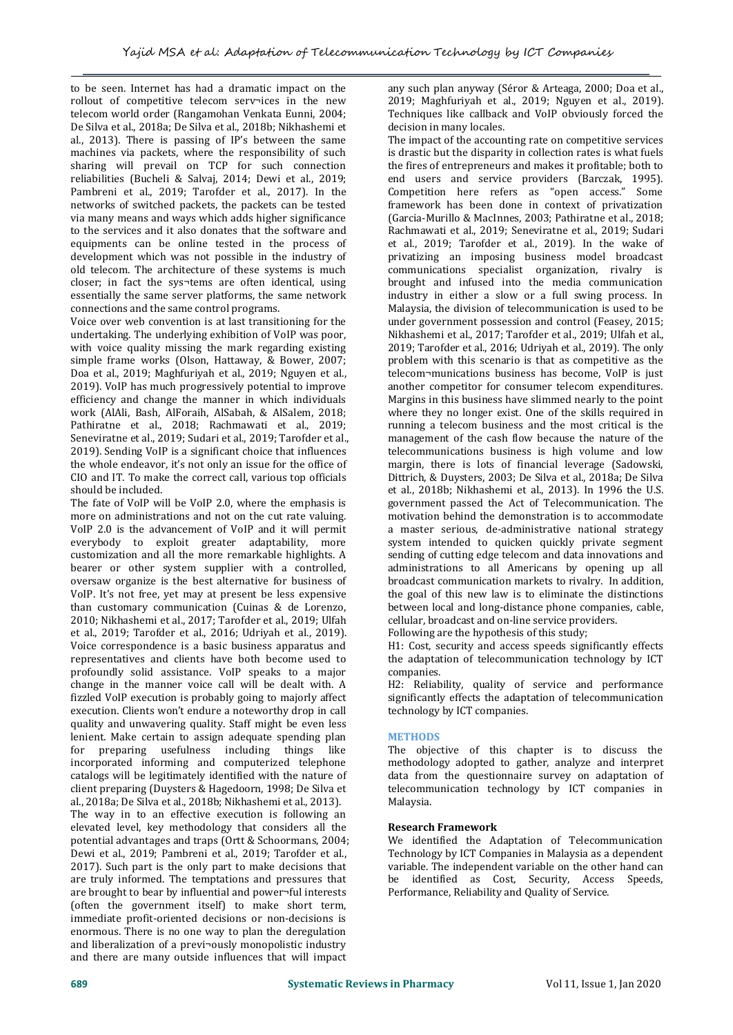to be seen. Internet has had a dramatic impact on the rollout of competitive telecom serv¬ices in the new telecom world order (Rangamohan Venkata Eunni, 2004; De Silva et al., 2018a; De Silva et al., 2018b; Nikhashemi et al., 2013). There is passing of IP's between the same machines via packets, where the responsibility of such sharing will prevail on TCP for such connection reliabilities (Bucheli & Salvaj, 2014; Dewi et al., 2019; Pambreni et al., 2019; Tarofder et al., 2017). In the networks of switched packets, the packets can be tested via many means and ways which adds higher significance to the services and it also donates that the software and equipments can be online tested in the process of development which was not possible in the industry of old telecom. The architecture of these systems is much closer; in fact the sys¬tems are often identical, using essentially the same server platforms, the same network connections and the same control programs.

Voice over web convention is at last transitioning for the undertaking. The underlying exhibition of VoIP was poor, with voice quality missing the mark regarding existing simple frame works (Olson, Hattaway, & Bower, 2007; Doa et al., 2019; Maghfuriyah et al., 2019; Nguyen et al., 2019). VoIP has much progressively potential to improve efficiency and change the manner in which individuals work (AlAli, Bash, AlForaih, AlSabah, & AlSalem, 2018; Pathiratne et al., 2018; Rachmawati et al., 2019; Seneviratne et al., 2019; Sudari et al., 2019; Tarofder et al., 2019). Sending VoIP is a significant choice that influences the whole endeavor, it's not only an issue for the office of CIO and IT. To make the correct call, various top officials should be included.

The fate of VoIP will be VoIP 2.0, where the emphasis is more on administrations and not on the cut rate valuing. VoIP 2.0 is the advancement of VoIP and it will permit everybody to exploit greater adaptability, more customization and all the more remarkable highlights. A bearer or other system supplier with a controlled, oversaw organize is the best alternative for business of VoIP. It's not free, yet may at present be less expensive than customary communication (Cuinas & de Lorenzo, 2010; Nikhashemi et al., 2017; Tarofder et al., 2019; Ulfah et al., 2019; Tarofder et al., 2016; Udriyah et al., 2019). Voice correspondence is a basic business apparatus and representatives and clients have both become used to profoundly solid assistance. VoIP speaks to a major change in the manner voice call will be dealt with. A fizzled VoIP execution is probably going to majorly affect execution. Clients won't endure a noteworthy drop in call quality and unwavering quality. Staff might be even less lenient. Make certain to assign adequate spending plan for preparing usefulness including things like incorporated informing and computerized telephone catalogs will be legitimately identified with the nature of client preparing (Duysters & Hagedoorn, 1998; De Silva et al., 2018a; De Silva et al., 2018b; Nikhashemi et al., 2013).

The way in to an effective execution is following an elevated level, key methodology that considers all the potential advantages and traps (Ortt & Schoormans, 2004; Dewi et al., 2019; Pambreni et al., 2019; Tarofder et al., 2017). Such part is the only part to make decisions that are truly informed. The temptations and pressures that are brought to bear by influential and power¬ful interests (often the government itself) to make short term, immediate profit-oriented decisions or non-decisions is enormous. There is no one way to plan the deregulation and liberalization of a previ¬ously monopolistic industry and there are many outside influences that will impact any such plan anyway (Séror & Arteaga, 2000; Doa et al., 2019; Maghfuriyah et al., 2019; Nguyen et al., 2019). Techniques like callback and VoIP obviously forced the decision in many locales.

The impact of the accounting rate on competitive services is drastic but the disparity in collection rates is what fuels the fires of entrepreneurs and makes it profitable; both to end users and service providers (Barczak, 1995). Competition here refers as "open access." Some framework has been done in context of privatization (Garcia-Murillo & MacInnes, 2003; Pathiratne et al., 2018; Rachmawati et al., 2019; Seneviratne et al., 2019; Sudari et al., 2019; Tarofder et al., 2019). In the wake of privatizing an imposing business model broadcast communications specialist organization, rivalry is brought and infused into the media communication industry in either a slow or a full swing process. In Malaysia, the division of telecommunication is used to be under government possession and control (Feasey, 2015; Nikhashemi et al., 2017; Tarofder et al., 2019; Ulfah et al., 2019; Tarofder et al., 2016; Udriyah et al., 2019). The only problem with this scenario is that as competitive as the telecom¬munications business has become, VoIP is just another competitor for consumer telecom expenditures. Margins in this business have slimmed nearly to the point where they no longer exist. One of the skills required in running a telecom business and the most critical is the management of the cash flow because the nature of the telecommunications business is high volume and low margin, there is lots of financial leverage (Sadowski, Dittrich, & Duysters, 2003; De Silva et al., 2018a; De Silva et al., 2018b; Nikhashemi et al., 2013). In 1996 the U.S. government passed the Act of Telecommunication. The motivation behind the demonstration is to accommodate a master serious, de-administrative national strategy system intended to quicken quickly private segment sending of cutting edge telecom and data innovations and administrations to all Americans by opening up all broadcast communication markets to rivalry. In addition, the goal of this new law is to eliminate the distinctions between local and long-distance phone companies, cable, cellular, broadcast and on-line service providers.

Following are the hypothesis of this study;

H1: Cost, security and access speeds significantly effects the adaptation of telecommunication technology by ICT companies.

H2: Reliability, quality of service and performance significantly effects the adaptation of telecommunication technology by ICT companies.

## METHODS

The objective of this chapter is to discuss the methodology adopted to gather, analyze and interpret data from the questionnaire survey on adaptation of telecommunication technology by ICT companies in Malaysia.

### Research Framework

We identified the Adaptation of Telecommunication Technology by ICT Companies in Malaysia as a dependent variable. The independent variable on the other hand can be identified as Cost, Security, Access Speeds, Performance, Reliability and Quality of Service.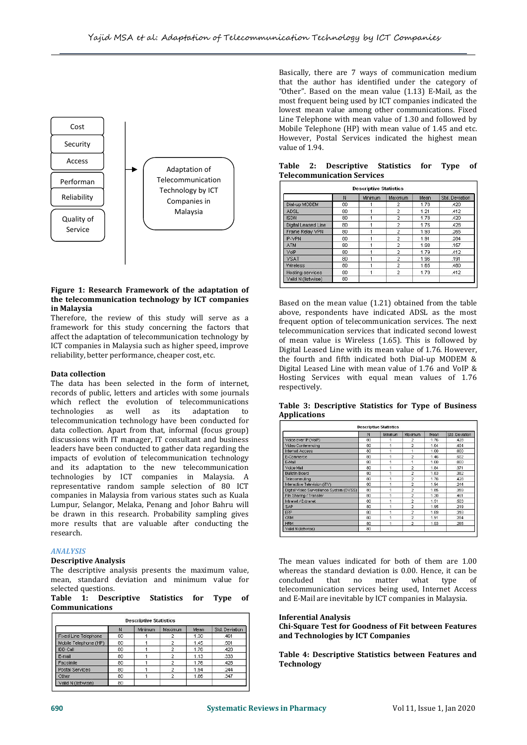Cost

Security

Access

Performan

Reliability

Quality of Service

Adaptation of Telecommunication Technology by ICT Companies in Malaysia

**Figure 1: Research Framework of the adaptation of the telecommunication technology by ICT companies in Malaysia**

Therefore, the review of this study will serve as a framework for this study concerning the factors that affect the adaptation of telecommunication technology by ICT companies in Malaysia such as higher speed, improve reliability, better performance, cheaper cost, etc.

**Data collection**

The data has been selected in the form of internet, records of public, letters and articles with some journals which reflect the evolution of telecommunications technologies as well as its adaptation to telecommunication technology have been conducted for data collection. Apart from that, informal (focus group) discussions with IT manager, IT consultant and business leaders have been conducted to gather data regarding the impacts of evolution of telecommunication technology and its adaptation to the new telecommunication technologies by ICT companies in Malaysia. A representative random sample selection of 80 ICT companies in Malaysia from various states such as Kuala Lumpur, Selangor, Melaka, Penang and Johor Bahru will be drawn in this research. Probability sampling gives more results that are valuable after conducting the research.

## *ANALYSIS*

**Descriptive Analysis**

The descriptive analysis presents the maximum value, mean, standard deviation and minimum value for selected questions.

**Table 1: Descriptive Statistics for Type of Communications**

| Descriptive Statistics | N | Minimum | Maximum | Mean | Std. Deviation |
|---|---|---|---|---|---|
| Fixed Line Telephone | 80 | 1 | 2 | 1.30 | .461 |
| Mobile Telephone (HP) | 80 | 1 | 2 | 1.45 | .501 |
| IDD Call | 80 | 1 | 2 | 1.76 | .429 |
| E-mail | 80 | 1 | 2 | 1.13 | .333 |
| Facsimile | 80 | 1 | 2 | 1.76 | .429 |
| Postal Services | 80 | 1 | 2 | 1.94 | .244 |
| Other | 80 | 1 | 2 | 1.86 | .347 |
| Valid N (listwise) | 80 | | | | |

Basically, there are 7 ways of communication medium that the author has identified under the category of "Other". Based on the mean value (1.13) E-Mail, as the most frequent being used by ICT companies indicated the lowest mean value among other communications. Fixed Line Telephone with mean value of 1.30 and followed by Mobile Telephone (HP) with mean value of 1.45 and etc. However, Postal Services indicated the highest mean value of 1.94.

**Table 2: Descriptive Statistics for Type of Telecommunication Services**

| Descriptive Statistics | N | Minimum | Maximum | Mean | Std. Deviation |
|---|---|---|---|---|---|
| Dial-up MODEM | 80 | 1 | 2 | 1.78 | .420 |
| ADSL | 80 | 1 | 2 | 1.21 | .412 |
| ISDN | 80 | 1 | 2 | 1.78 | .420 |
| Digital Leased Line | 80 | 1 | 2 | 1.76 | .428 |
| Frame Relay VPN | 80 | 1 | 2 | 1.93 | .265 |
| IP-VPN | 80 | 1 | 2 | 1.91 | .284 |
| ATM | 80 | 1 | 2 | 1.98 | .157 |
| VoIP | 80 | 1 | 2 | 1.79 | .412 |
| VSAT | 80 | 1 | 2 | 1.96 | .191 |
| Wireless | 80 | 1 | 2 | 1.65 | .480 |
| Hosting services | 80 | 1 | 2 | 1.79 | .412 |
| Valid N (listwise) | 80 | | | | |

Based on the mean value (1.21) obtained from the table above, respondents have indicated ADSL as the most frequent option of telecommunication services. The next telecommunication services that indicated second lowest of mean value is Wireless (1.65). This is followed by Digital Leased Line with its mean value of 1.76. However, the fourth and fifth indicated both Dial-up MODEM & Digital Leased Line with mean value of 1.76 and VoIP & Hosting Services with equal mean values of 1.76 respectively.

**Table 3: Descriptive Statistics for Type of Business Applications**

| Descriptive Statistics | N | Minimum | Maximum | Mean | Std. Deviation |
|---|---|---|---|---|---|
| Voice over IP (VoIP) | 80 | 1 | 2 | 1.76 | .428 |
| Video Conferencing | 80 | 1 | 2 | 1.64 | .484 |
| Internet Access | 80 | 1 | 1 | 1.00 | .000 |
| E-Commerce | 80 | 1 | 2 | 1.46 | .502 |
| E-Mail | 80 | 1 | 1 | 1.00 | .000 |
| Voice Mail | 80 | 1 | 2 | 1.84 | .371 |
| Bulletin Board | 80 | 1 | 2 | 1.83 | .382 |
| Telecommuting | 80 | 1 | 2 | 1.76 | .428 |
| Interactive Television (iTV) | 80 | 1 | 2 | 1.94 | .244 |
| Digital Video Surveillance System (DVSS) | 80 | 1 | 2 | 1.85 | .359 |
| File Sharing / Transfer | 80 | 1 | 2 | 1.30 | .461 |
| Intranet / Extranet | 80 | 1 | 2 | 1.51 | .503 |
| SAP | 80 | 1 | 2 | 1.95 | .219 |
| ERP | 80 | 1 | 2 | 1.89 | .318 |
| CRM | 80 | 1 | 2 | 1.91 | .284 |
| HRM | 80 | 1 | 2 | 1.93 | .265 |
| Valid N (listwise) | 80 | | | | |

The mean values indicated for both of them are 1.00 whereas the standard deviation is 0.00. Hence, it can be concluded that no matter what type of telecommunication services being used, Internet Access and E-Mail are inevitable by ICT companies in Malaysia.

**Inferential Analysis**

**Chi-Square Test for Goodness of Fit between Features and Technologies by ICT Companies**

**Table 4: Descriptive Statistics between Features and Technology**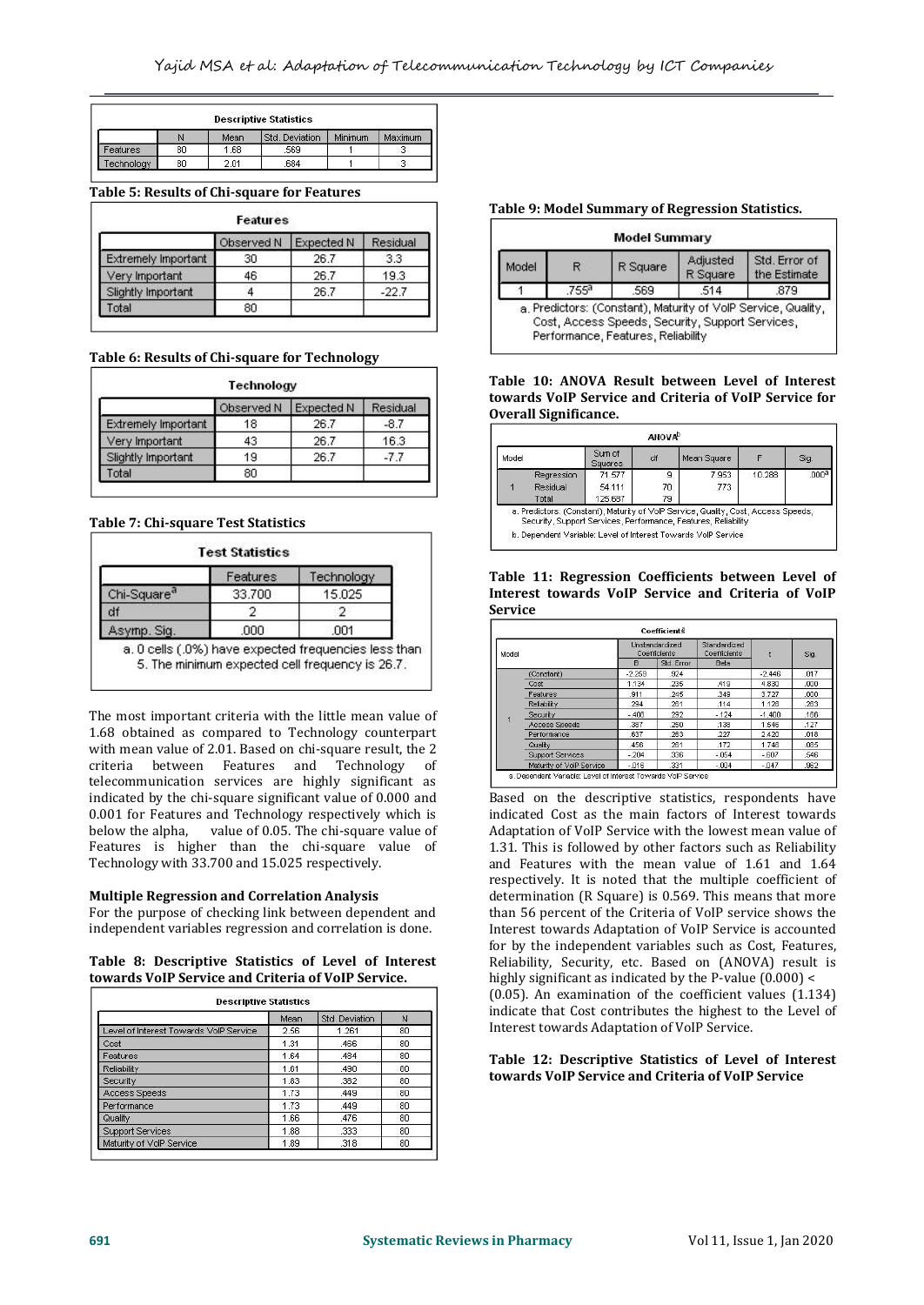| Descriptive Statistics | | | | | |
|---|---|---|---|---|---|
| | N | Mean | Std. Deviation | Minimum | Maximum |
| Features | 80 | 1.68 | .569 | 1 | 3 |
| Technology | 80 | 2.01 | .684 | 1 | 3 |

**Table 5: Results of Chi-square for Features**

| Features | Observed N | Expected N | Residual |
|---|---|---|---|
| Extremely Important | 30 | 26.7 | 3.3 |
| Very Important | 46 | 26.7 | 19.3 |
| Slightly Important | 4 | 26.7 | -22.7 |
| Total | 80 | | |

**Table 6: Results of Chi-square for Technology**

| Technology | Observed N | Expected N | Residual |
|---|---|---|---|
| Extremely Important | 18 | 26.7 | -8.7 |
| Very Important | 43 | 26.7 | 16.3 |
| Slightly Important | 19 | 26.7 | -7.7 |
| Total | 80 | | |

**Table 7: Chi-square Test Statistics**

| Test Statistics | Features | Technology |
|---|---|---|
| Chi-Square[a] | 33.700 | 15.025 |
| df | 2 | 2 |
| Asymp. Sig. | .000 | .001 |

a. 0 cells (.0%) have expected frequencies less than 5. The minimum expected cell frequency is 26.7.

The most important criteria with the little mean value of 1.68 obtained as compared to Technology counterpart with mean value of 2.01. Based on chi-square result, the 2 criteria between Features and Technology of telecommunication services are highly significant as indicated by the chi-square significant value of 0.000 and 0.001 for Features and Technology respectively which is below the alpha, value of 0.05. The chi-square value of Features is higher than the chi-square value of Technology with 33.700 and 15.025 respectively.

## Multiple Regression and Correlation Analysis

For the purpose of checking link between dependent and independent variables regression and correlation is done.

**Table 8: Descriptive Statistics of Level of Interest towards VoIP Service and Criteria of VoIP Service.**

| Descriptive Statistics | Mean | Std. Deviation | N |
|---|---|---|---|
| Level of Interest Towards VoIP Service | 2.56 | 1.261 | 80 |
| Cost | 1.31 | .466 | 80 |
| Features | 1.64 | .484 | 80 |
| Reliability | 1.61 | .490 | 80 |
| Security | 1.83 | .382 | 80 |
| Access Speeds | 1.73 | .449 | 80 |
| Performance | 1.73 | .449 | 80 |
| Quality | 1.66 | .476 | 80 |
| Support Services | 1.88 | .333 | 80 |
| Maturity of VoIP Service | 1.89 | .318 | 80 |

**Table 9: Model Summary of Regression Statistics.**

| Model | R | R Square | Adjusted R Square | Std. Error of the Estimate |
|---|---|---|---|---|
| 1 | .755[a] | .569 | .514 | .879 |

a. Predictors: (Constant), Maturity of VoIP Service, Quality, Cost, Access Speeds, Security, Support Services, Performance, Features, Reliability

**Table 10: ANOVA Result between Level of Interest towards VoIP Service and Criteria of VoIP Service for Overall Significance.**

| Model | | Sum of Squares | df | Mean Square | F | Sig. |
|---|---|---|---|---|---|---|
| 1 | Regression | 71.577 | 9 | 7.953 | 10.288 | .000[a] |
| | Residual | 54.111 | 70 | .773 | | |
| | Total | 125.687 | 79 | | | |

a. Predictors: (Constant), Maturity of VoIP Service, Quality, Cost, Access Speeds, Security, Support Services, Performance, Features, Reliability

b. Dependent Variable: Level of Interest Towards VoIP Service

**Table 11: Regression Coefficients between Level of Interest towards VoIP Service and Criteria of VoIP Service**

| Model | | Unstandardized Coefficients B | Std. Error | Standardized Coefficients Beta | t | Sig. |
|---|---|---|---|---|---|---|
| 1 | (Constant) | -2.259 | .924 | | -2.446 | .017 |
| | Cost | 1.134 | .235 | .419 | 4.830 | .000 |
| | Features | .911 | .245 | .349 | 3.727 | .000 |
| | Reliability | .294 | .261 | .114 | 1.126 | .263 |
| | Security | -.408 | .292 | -.124 | -1.400 | .166 |
| | Access Speeds | .387 | .250 | .138 | 1.546 | .127 |
| | Performance | .637 | .263 | .227 | 2.420 | .018 |
| | Quality | .458 | .261 | .172 | 1.748 | .085 |
| | Support Services | -.204 | .336 | -.054 | -.607 | .546 |
| | Maturity of VoIP Service | -.016 | .331 | -.004 | -.047 | .962 |

a. Dependent Variable: Level of Interest Towards VoIP Service

Based on the descriptive statistics, respondents have indicated Cost as the main factors of Interest towards Adaptation of VoIP Service with the lowest mean value of 1.31. This is followed by other factors such as Reliability and Features with the mean value of 1.61 and 1.64 respectively. It is noted that the multiple coefficient of determination (R Square) is 0.569. This means that more than 56 percent of the Criteria of VoIP service shows the Interest towards Adaptation of VoIP Service is accounted for by the independent variables such as Cost, Features, Reliability, Security, etc. Based on (ANOVA) result is highly significant as indicated by the P-value (0.000) < (0.05). An examination of the coefficient values (1.134) indicate that Cost contributes the highest to the Level of Interest towards Adaptation of VoIP Service.

**Table 12: Descriptive Statistics of Level of Interest towards VoIP Service and Criteria of VoIP Service**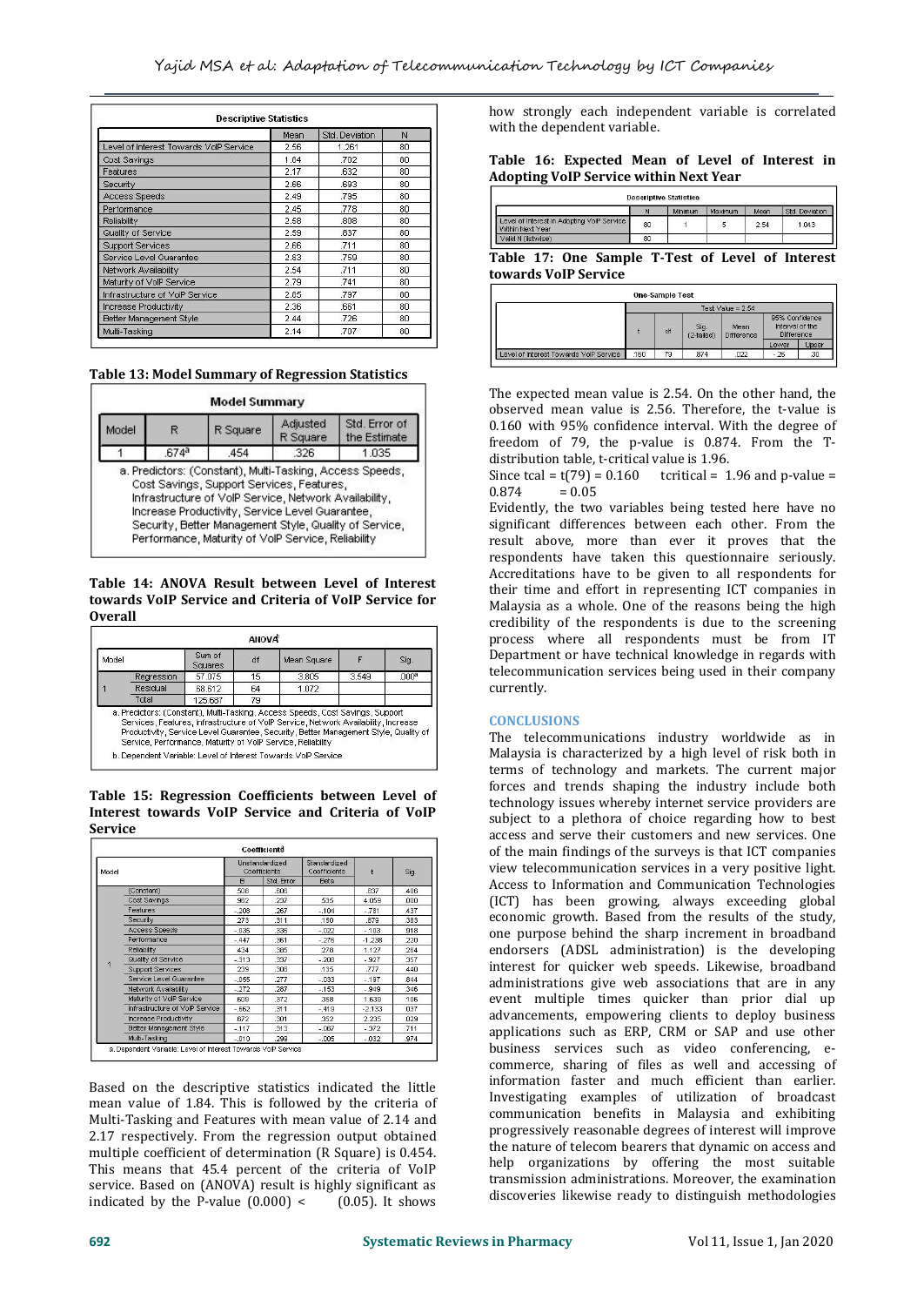| Descriptive Statistics | Mean | Std. Deviation | N |
|---|---|---|---|
| Level of Interest Towards VoIP Service | 2.56 | 1.261 | 80 |
| Cost Savings | 1.84 | .702 | 80 |
| Features | 2.17 | .632 | 80 |
| Security | 2.66 | .693 | 80 |
| Access Speeds | 2.49 | .795 | 80 |
| Performance | 2.45 | .778 | 80 |
| Reliability | 2.58 | .808 | 80 |
| Quality of Service | 2.59 | .837 | 80 |
| Support Services | 2.66 | .711 | 80 |
| Service Level Guarantee | 2.83 | .759 | 80 |
| Network Availability | 2.54 | .711 | 80 |
| Maturity of VoIP Service | 2.79 | .741 | 80 |
| Infrastructure of VoIP Service | 2.65 | .797 | 80 |
| Increase Productivity | 2.36 | .661 | 80 |
| Better Management Style | 2.44 | .726 | 80 |
| Multi-Tasking | 2.14 | .707 | 80 |

**Table 13: Model Summary of Regression Statistics**

| Model | R | R Square | Adjusted R Square | Std. Error of the Estimate |
|---|---|---|---|---|
| 1 | .674[a] | .454 | .326 | 1.035 |

a. Predictors: (Constant), Multi-Tasking, Access Speeds, Cost Savings, Support Services, Features, Infrastructure of VoIP Service, Network Availability, Increase Productivity, Service Level Guarantee, Security, Better Management Style, Quality of Service, Performance, Maturity of VoIP Service, Reliability

**Table 14: ANOVA Result between Level of Interest towards VoIP Service and Criteria of VoIP Service for Overall**

| Model | | Sum of Squares | df | Mean Square | F | Sig. |
|---|---|---|---|---|---|---|
| 1 | Regression | 57.075 | 15 | 3.805 | 3.549 | .000[a] |
| | Residual | 68.612 | 64 | 1.072 | | |
| | Total | 125.687 | 79 | | | |

a. Predictors: (Constant), Multi-Tasking, Access Speeds, Cost Savings, Support Services, Features, Infrastructure of VoIP Service, Network Availability, Increase Productivity, Service Level Guarantee, Security, Better Management Style, Quality of Service, Performance, Maturity of VoIP Service, Reliability

b. Dependent Variable: Level of Interest Towards VoIP Service

**Table 15: Regression Coefficients between Level of Interest towards VoIP Service and Criteria of VoIP Service**

| Model | | Unstandardized Coefficients B | Std. Error | Standardized Coefficients Beta | t | Sig. |
|---|---|---|---|---|---|---|
| 1 | (Constant) | .508 | .608 | | .837 | .406 |
| | Cost Savings | .962 | .237 | .535 | 4.059 | .000 |
| | Features | -.208 | .267 | -.104 | -.781 | .437 |
| | Security | .273 | .311 | .150 | .879 | .383 |
| | Access Speeds | -.035 | .336 | -.022 | -.103 | .918 |
| | Performance | -.447 | .361 | -.276 | -1.238 | .220 |
| | Reliability | .434 | .385 | .278 | 1.127 | .264 |
| | Quality of Service | -.313 | .337 | -.208 | -.927 | .357 |
| | Support Services | .239 | .308 | .135 | .777 | .440 |
| | Service Level Guarantee | -.055 | .277 | -.033 | -.197 | .844 |
| | Network Availability | -.272 | .287 | -.153 | -.949 | .346 |
| | Maturity of VoIP Service | .609 | .372 | .358 | 1.639 | .106 |
| | Infrastructure of VoIP Service | -.662 | .311 | -.419 | -2.133 | .037 |
| | Increase Productivity | .672 | .301 | .352 | 2.235 | .029 |
| | Better Management Style | -.117 | .313 | -.067 | -.372 | .711 |
| | Multi-Tasking | -.010 | .299 | -.005 | -.032 | .974 |

a. Dependent Variable: Level of Interest Towards VoIP Service

Based on the descriptive statistics indicated the little mean value of 1.84. This is followed by the criteria of Multi-Tasking and Features with mean value of 2.14 and 2.17 respectively. From the regression output obtained multiple coefficient of determination (R Square) is 0.454. This means that 45.4 percent of the criteria of VoIP service. Based on (ANOVA) result is highly significant as indicated by the P-value (0.000) < (0.05). It shows how strongly each independent variable is correlated with the dependent variable.

**Table 16: Expected Mean of Level of Interest in Adopting VoIP Service within Next Year**

| Descriptive Statistics | N | Minimum | Maximum | Mean | Std. Deviation |
|---|---|---|---|---|---|
| Level of Interest in Adopting VoIP Service Within Next Year | 80 | 1 | 5 | 2.54 | 1.043 |
| Valid N (listwise) | 80 | | | | |

**Table 17: One Sample T-Test of Level of Interest towards VoIP Service**

| One-Sample Test (Test Value = 2.54) | t | df | Sig. (2-tailed) | Mean Difference | 95% Confidence Interval of the Difference Lower | Upper |
|---|---|---|---|---|---|---|
| Level of Interest Towards VoIP Service | .160 | 79 | .874 | .022 | -.26 | .30 |

The expected mean value is 2.54. On the other hand, the observed mean value is 2.56. Therefore, the t-value is 0.160 with 95% confidence interval. With the degree of freedom of 79, the p-value is 0.874. From the T-distribution table, t-critical value is 1.96.

Since tcal = t(79) = 0.160 tcritical = 1.96 and p-value = 0.874 = 0.05

Evidently, the two variables being tested here have no significant differences between each other. From the result above, more than ever it proves that the respondents have taken this questionnaire seriously. Accreditations have to be given to all respondents for their time and effort in representing ICT companies in Malaysia as a whole. One of the reasons being the high credibility of the respondents is due to the screening process where all respondents must be from IT Department or have technical knowledge in regards with telecommunication services being used in their company currently.

## CONCLUSIONS

The telecommunications industry worldwide as in Malaysia is characterized by a high level of risk both in terms of technology and markets. The current major forces and trends shaping the industry include both technology issues whereby internet service providers are subject to a plethora of choice regarding how to best access and serve their customers and new services. One of the main findings of the surveys is that ICT companies view telecommunication services in a very positive light. Access to Information and Communication Technologies (ICT) has been growing, always exceeding global economic growth. Based from the results of the study, one purpose behind the sharp increment in broadband endorsers (ADSL administration) is the developing interest for quicker web speeds. Likewise, broadband administrations give web associations that are in any event multiple times quicker than prior dial up advancements, empowering clients to deploy business applications such as ERP, CRM or SAP and use other business services such as video conferencing, e-commerce, sharing of files as well and accessing of information faster and much efficient than earlier. Investigating examples of utilization of broadcast communication benefits in Malaysia and exhibiting progressively reasonable degrees of interest will improve the nature of telecom bearers that dynamic on access and help organizations by offering the most suitable transmission administrations. Moreover, the examination discoveries likewise ready to distinguish methodologies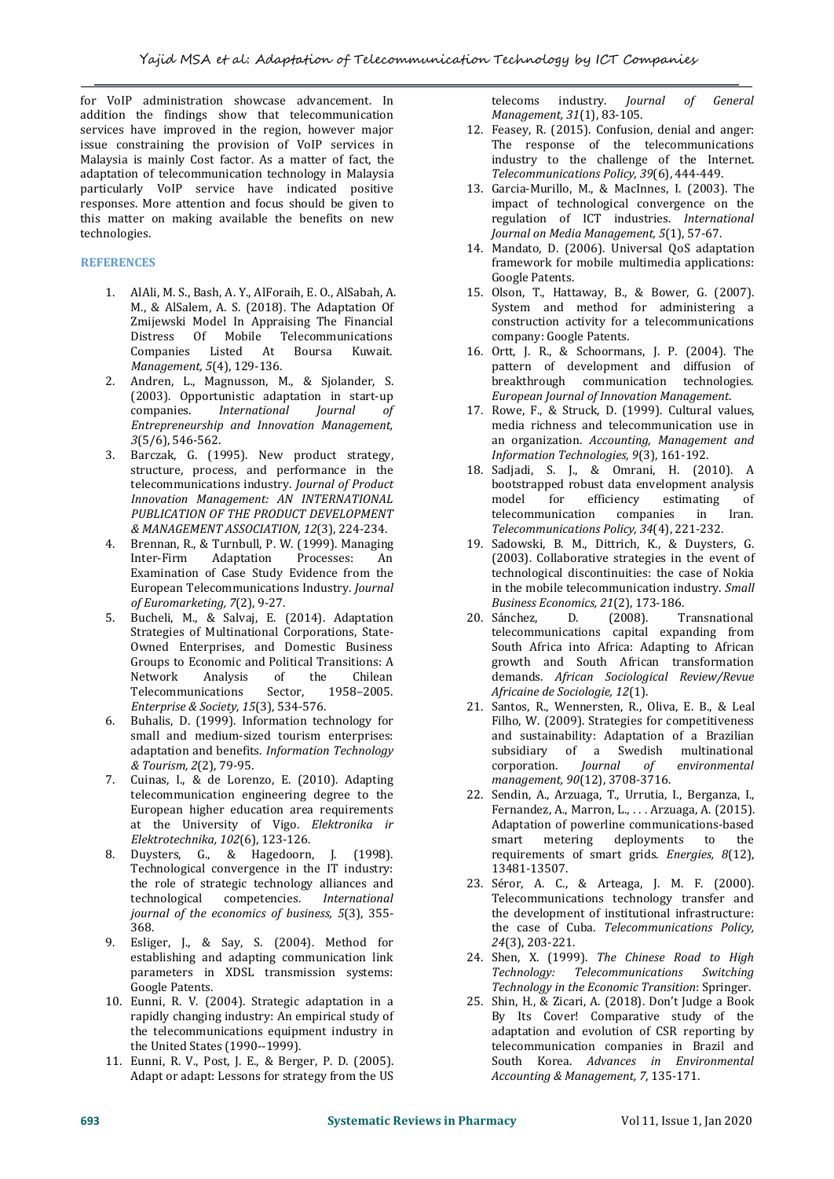for VoIP administration showcase advancement. In addition the findings show that telecommunication services have improved in the region, however major issue constraining the provision of VoIP services in Malaysia is mainly Cost factor. As a matter of fact, the adaptation of telecommunication technology in Malaysia particularly VoIP service have indicated positive responses. More attention and focus should be given to this matter on making available the benefits on new technologies.

## REFERENCES

1. AlAli, M. S., Bash, A. Y., AlForaih, E. O., AlSabah, A. M., & AlSalem, A. S. (2018). The Adaptation Of Zmijewski Model In Appraising The Financial Distress Of Mobile Telecommunications Companies Listed At Boursa Kuwait. *Management, 5*(4), 129-136.
2. Andren, L., Magnusson, M., & Sjolander, S. (2003). Opportunistic adaptation in start-up companies. *International Journal of Entrepreneurship and Innovation Management, 3*(5/6), 546-562.
3. Barczak, G. (1995). New product strategy, structure, process, and performance in the telecommunications industry. *Journal of Product Innovation Management: AN INTERNATIONAL PUBLICATION OF THE PRODUCT DEVELOPMENT & MANAGEMENT ASSOCIATION, 12*(3), 224-234.
4. Brennan, R., & Turnbull, P. W. (1999). Managing Inter-Firm Adaptation Processes: An Examination of Case Study Evidence from the European Telecommunications Industry. *Journal of Euromarketing, 7*(2), 9-27.
5. Bucheli, M., & Salvaj, E. (2014). Adaptation Strategies of Multinational Corporations, State-Owned Enterprises, and Domestic Business Groups to Economic and Political Transitions: A Network Analysis of the Chilean Telecommunications Sector, 1958–2005. *Enterprise & Society, 15*(3), 534-576.
6. Buhalis, D. (1999). Information technology for small and medium-sized tourism enterprises: adaptation and benefits. *Information Technology & Tourism, 2*(2), 79-95.
7. Cuinas, I., & de Lorenzo, E. (2010). Adapting telecommunication engineering degree to the European higher education area requirements at the University of Vigo. *Elektronika ir Elektrotechnika, 102*(6), 123-126.
8. Duysters, G., & Hagedoorn, J. (1998). Technological convergence in the IT industry: the role of strategic technology alliances and technological competencies. *International journal of the economics of business, 5*(3), 355-368.
9. Esliger, J., & Say, S. (2004). Method for establishing and adapting communication link parameters in XDSL transmission systems: Google Patents.
10. Eunni, R. V. (2004). Strategic adaptation in a rapidly changing industry: An empirical study of the telecommunications equipment industry in the United States (1990--1999).
11. Eunni, R. V., Post, J. E., & Berger, P. D. (2005). Adapt or adapt: Lessons for strategy from the US telecoms industry. *Journal of General Management, 31*(1), 83-105.
12. Feasey, R. (2015). Confusion, denial and anger: The response of the telecommunications industry to the challenge of the Internet. *Telecommunications Policy, 39*(6), 444-449.
13. Garcia-Murillo, M., & MacInnes, I. (2003). The impact of technological convergence on the regulation of ICT industries. *International Journal on Media Management, 5*(1), 57-67.
14. Mandato, D. (2006). Universal QoS adaptation framework for mobile multimedia applications: Google Patents.
15. Olson, T., Hattaway, B., & Bower, G. (2007). System and method for administering a construction activity for a telecommunications company: Google Patents.
16. Ortt, J. R., & Schoormans, J. P. (2004). The pattern of development and diffusion of breakthrough communication technologies. *European Journal of Innovation Management.*
17. Rowe, F., & Struck, D. (1999). Cultural values, media richness and telecommunication use in an organization. *Accounting, Management and Information Technologies, 9*(3), 161-192.
18. Sadjadi, S. J., & Omrani, H. (2010). A bootstrapped robust data envelopment analysis model for efficiency estimating of telecommunication companies in Iran. *Telecommunications Policy, 34*(4), 221-232.
19. Sadowski, B. M., Dittrich, K., & Duysters, G. (2003). Collaborative strategies in the event of technological discontinuities: the case of Nokia in the mobile telecommunication industry. *Small Business Economics, 21*(2), 173-186.
20. Sánchez, D. (2008). Transnational telecommunications capital expanding from South Africa into Africa: Adapting to African growth and South African transformation demands. *African Sociological Review/Revue Africaine de Sociologie, 12*(1).
21. Santos, R., Wennersten, R., Oliva, E. B., & Leal Filho, W. (2009). Strategies for competitiveness and sustainability: Adaptation of a Brazilian subsidiary of a Swedish multinational corporation. *Journal of environmental management, 90*(12), 3708-3716.
22. Sendin, A., Arzuaga, T., Urrutia, I., Berganza, I., Fernandez, A., Marron, L., . . . Arzuaga, A. (2015). Adaptation of powerline communications-based smart metering deployments to the requirements of smart grids. *Energies, 8*(12), 13481-13507.
23. Séror, A. C., & Arteaga, J. M. F. (2000). Telecommunications technology transfer and the development of institutional infrastructure: the case of Cuba. *Telecommunications Policy, 24*(3), 203-221.
24. Shen, X. (1999). *The Chinese Road to High Technology: Telecommunications Switching Technology in the Economic Transition*: Springer.
25. Shin, H., & Zicari, A. (2018). Don't Judge a Book By Its Cover! Comparative study of the adaptation and evolution of CSR reporting by telecommunication companies in Brazil and South Korea. *Advances in Environmental Accounting & Management, 7*, 135-171.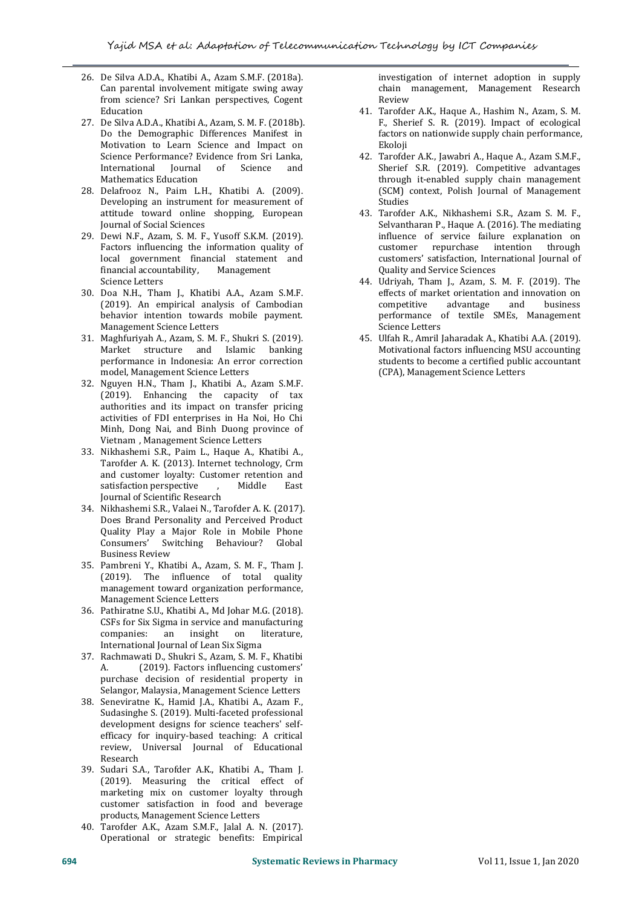26. De Silva A.D.A., Khatibi A., Azam S.M.F. (2018a). Can parental involvement mitigate swing away from science? Sri Lankan perspectives, Cogent Education
27. De Silva A.D.A., Khatibi A., Azam, S. M. F. (2018b). Do the Demographic Differences Manifest in Motivation to Learn Science and Impact on Science Performance? Evidence from Sri Lanka, International Journal of Science and Mathematics Education
28. Delafrooz N., Paim L.H., Khatibi A. (2009). Developing an instrument for measurement of attitude toward online shopping, European Journal of Social Sciences
29. Dewi N.F., Azam, S. M. F., Yusoff S.K.M. (2019). Factors influencing the information quality of local government financial statement and financial accountability, Management Science Letters
30. Doa N.H., Tham J., Khatibi A.A., Azam S.M.F. (2019). An empirical analysis of Cambodian behavior intention towards mobile payment. Management Science Letters
31. Maghfuriyah A., Azam, S. M. F., Shukri S. (2019). Market structure and Islamic banking performance in Indonesia: An error correction model, Management Science Letters
32. Nguyen H.N., Tham J., Khatibi A., Azam S.M.F. (2019). Enhancing the capacity of tax authorities and its impact on transfer pricing activities of FDI enterprises in Ha Noi, Ho Chi Minh, Dong Nai, and Binh Duong province of Vietnam , Management Science Letters
33. Nikhashemi S.R., Paim L., Haque A., Khatibi A., Tarofder A. K. (2013). Internet technology, Crm and customer loyalty: Customer retention and satisfaction perspective , Middle East Journal of Scientific Research
34. Nikhashemi S.R., Valaei N., Tarofder A. K. (2017). Does Brand Personality and Perceived Product Quality Play a Major Role in Mobile Phone Consumers' Switching Behaviour? Global Business Review
35. Pambreni Y., Khatibi A., Azam, S. M. F., Tham J. (2019). The influence of total quality management toward organization performance, Management Science Letters
36. Pathiratne S.U., Khatibi A., Md Johar M.G. (2018). CSFs for Six Sigma in service and manufacturing companies: an insight on literature, International Journal of Lean Six Sigma
37. Rachmawati D., Shukri S., Azam, S. M. F., Khatibi A. (2019). Factors influencing customers' purchase decision of residential property in Selangor, Malaysia, Management Science Letters
38. Seneviratne K., Hamid J.A., Khatibi A., Azam F., Sudasinghe S. (2019). Multi-faceted professional development designs for science teachers' self-efficacy for inquiry-based teaching: A critical review, Universal Journal of Educational Research
39. Sudari S.A., Tarofder A.K., Khatibi A., Tham J. (2019). Measuring the critical effect of marketing mix on customer loyalty through customer satisfaction in food and beverage products, Management Science Letters
40. Tarofder A.K., Azam S.M.F., Jalal A. N. (2017). Operational or strategic benefits: Empirical investigation of internet adoption in supply chain management, Management Research Review
41. Tarofder A.K., Haque A., Hashim N., Azam, S. M. F., Sherief S. R. (2019). Impact of ecological factors on nationwide supply chain performance, Ekoloji
42. Tarofder A.K., Jawabri A., Haque A., Azam S.M.F., Sherief S.R. (2019). Competitive advantages through it-enabled supply chain management (SCM) context, Polish Journal of Management Studies
43. Tarofder A.K., Nikhashemi S.R., Azam S. M. F., Selvantharan P., Haque A. (2016). The mediating influence of service failure explanation on customer repurchase intention through customers' satisfaction, International Journal of Quality and Service Sciences
44. Udriyah, Tham J., Azam, S. M. F. (2019). The effects of market orientation and innovation on competitive advantage and business performance of textile SMEs, Management Science Letters
45. Ulfah R., Amril Jaharadak A., Khatibi A.A. (2019). Motivational factors influencing MSU accounting students to become a certified public accountant (CPA), Management Science Letters